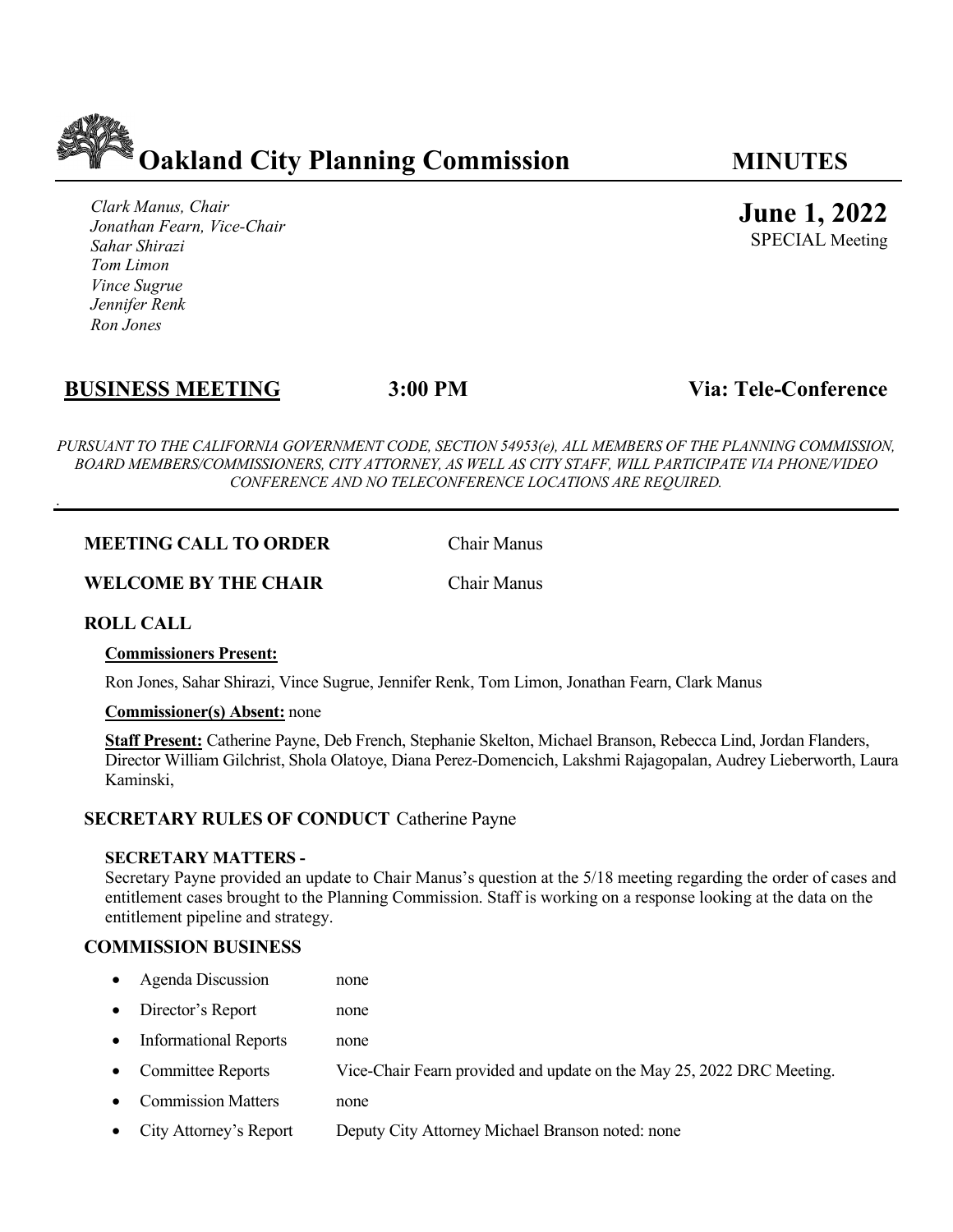# Oakland City Planning Commission

# MINUTES

*Clark Manus, Chair*
*Jonathan Fearn, Vice-Chair*
*Sahar Shirazi*
*Tom Limon*
*Vince Sugrue*
*Jennifer Renk*
*Ron Jones*

## June 1, 2022

SPECIAL Meeting

## BUSINESS MEETING 3:00 PM Via: Tele-Conference

*PURSUANT TO THE CALIFORNIA GOVERNMENT CODE, SECTION 54953(e), ALL MEMBERS OF THE PLANNING COMMISSION, BOARD MEMBERS/COMMISSIONERS, CITY ATTORNEY, AS WELL AS CITY STAFF, WILL PARTICIPATE VIA PHONE/VIDEO CONFERENCE AND NO TELECONFERENCE LOCATIONS ARE REQUIRED.*

**MEETING CALL TO ORDER** Chair Manus

**WELCOME BY THE CHAIR** Chair Manus

**ROLL CALL**

**Commissioners Present:**

Ron Jones, Sahar Shirazi, Vince Sugrue, Jennifer Renk, Tom Limon, Jonathan Fearn, Clark Manus

**Commissioner(s) Absent:** none

**Staff Present:** Catherine Payne, Deb French, Stephanie Skelton, Michael Branson, Rebecca Lind, Jordan Flanders, Director William Gilchrist, Shola Olatoye, Diana Perez-Domencich, Lakshmi Rajagopalan, Audrey Lieberworth, Laura Kaminski,

**SECRETARY RULES OF CONDUCT** Catherine Payne

**SECRETARY MATTERS -**

Secretary Payne provided an update to Chair Manus's question at the 5/18 meeting regarding the order of cases and entitlement cases brought to the Planning Commission. Staff is working on a response looking at the data on the entitlement pipeline and strategy.

**COMMISSION BUSINESS**

- Agenda Discussion none
- Director's Report none
- Informational Reports none
- Committee Reports Vice-Chair Fearn provided and update on the May 25, 2022 DRC Meeting.
- Commission Matters none
- City Attorney's Report Deputy City Attorney Michael Branson noted: none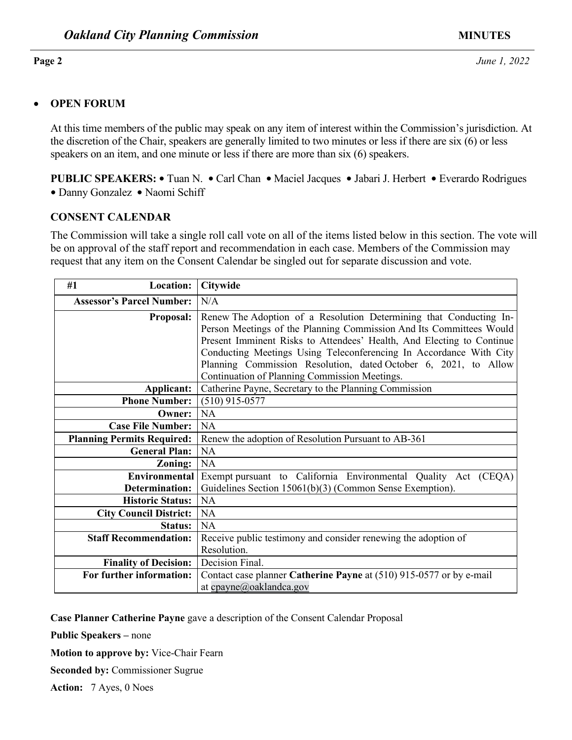- **OPEN FORUM**

  At this time members of the public may speak on any item of interest within the Commission's jurisdiction. At the discretion of the Chair, speakers are generally limited to two minutes or less if there are six (6) or less speakers on an item, and one minute or less if there are more than six (6) speakers.

  **PUBLIC SPEAKERS:** • Tuan N. • Carl Chan • Maciel Jacques • Jabari J. Herbert • Everardo Rodrigues • Danny Gonzalez • Naomi Schiff

  **CONSENT CALENDAR**

  The Commission will take a single roll call vote on all of the items listed below in this section. The vote will be on approval of the staff report and recommendation in each case. Members of the Commission may request that any item on the Consent Calendar be singled out for separate discussion and vote.

| | |
|---|---|
| **#1 Location:** | **Citywide** |
| **Assessor's Parcel Number:** | N/A |
| **Proposal:** | Renew The Adoption of a Resolution Determining that Conducting In-Person Meetings of the Planning Commission And Its Committees Would Present Imminent Risks to Attendees' Health, And Electing to Continue Conducting Meetings Using Teleconferencing In Accordance With City Planning Commission Resolution, dated October 6, 2021, to Allow Continuation of Planning Commission Meetings. |
| **Applicant:** | Catherine Payne, Secretary to the Planning Commission |
| **Phone Number:** | (510) 915-0577 |
| **Owner:** | NA |
| **Case File Number:** | NA |
| **Planning Permits Required:** | Renew the adoption of Resolution Pursuant to AB-361 |
| **General Plan:** | NA |
| **Zoning:** | NA |
| **Environmental Determination:** | Exempt pursuant to California Environmental Quality Act (CEQA) Guidelines Section 15061(b)(3) (Common Sense Exemption). |
| **Historic Status:** | NA |
| **City Council District:** | NA |
| **Status:** | NA |
| **Staff Recommendation:** | Receive public testimony and consider renewing the adoption of Resolution. |
| **Finality of Decision:** | Decision Final. |
| **For further information:** | Contact case planner **Catherine Payne** at (510) 915-0577 or by e-mail at cpayne@oaklandca.gov |

**Case Planner Catherine Payne** gave a description of the Consent Calendar Proposal

**Public Speakers –** none

**Motion to approve by:** Vice-Chair Fearn

**Seconded by:** Commissioner Sugrue

**Action:** 7 Ayes, 0 Noes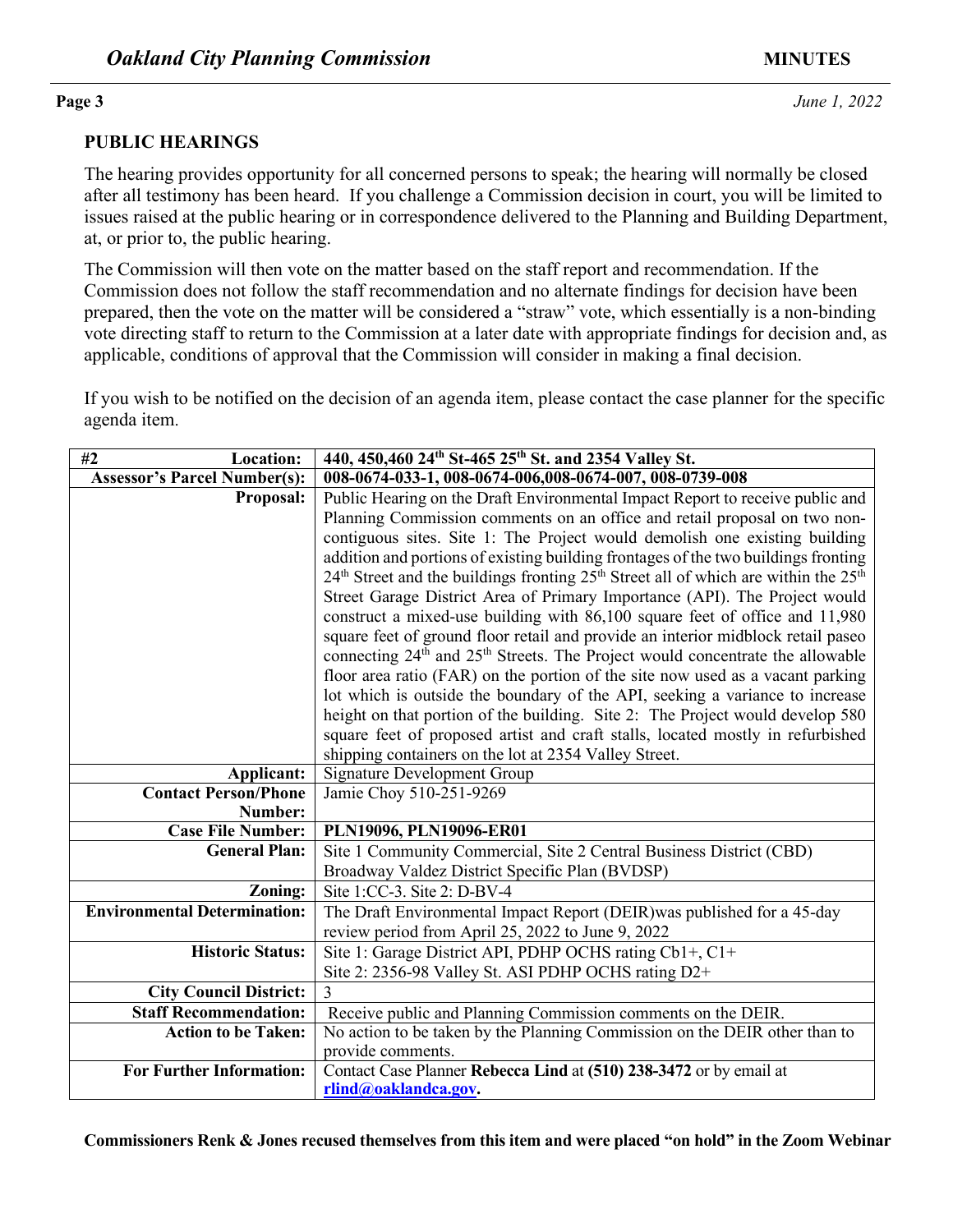## PUBLIC HEARINGS

The hearing provides opportunity for all concerned persons to speak; the hearing will normally be closed after all testimony has been heard. If you challenge a Commission decision in court, you will be limited to issues raised at the public hearing or in correspondence delivered to the Planning and Building Department, at, or prior to, the public hearing.

The Commission will then vote on the matter based on the staff report and recommendation. If the Commission does not follow the staff recommendation and no alternate findings for decision have been prepared, then the vote on the matter will be considered a "straw" vote, which essentially is a non-binding vote directing staff to return to the Commission at a later date with appropriate findings for decision and, as applicable, conditions of approval that the Commission will consider in making a final decision.

If you wish to be notified on the decision of an agenda item, please contact the case planner for the specific agenda item.

| #2 Location: | 440, 450,460 24th St-465 25th St. and 2354 Valley St. |
|---|---|
| Assessor's Parcel Number(s): | 008-0674-033-1, 008-0674-006,008-0674-007, 008-0739-008 |
| Proposal: | Public Hearing on the Draft Environmental Impact Report to receive public and Planning Commission comments on an office and retail proposal on two non-contiguous sites. Site 1: The Project would demolish one existing building addition and portions of existing building frontages of the two buildings fronting 24th Street and the buildings fronting 25th Street all of which are within the 25th Street Garage District Area of Primary Importance (API). The Project would construct a mixed-use building with 86,100 square feet of office and 11,980 square feet of ground floor retail and provide an interior midblock retail paseo connecting 24th and 25th Streets. The Project would concentrate the allowable floor area ratio (FAR) on the portion of the site now used as a vacant parking lot which is outside the boundary of the API, seeking a variance to increase height on that portion of the building. Site 2: The Project would develop 580 square feet of proposed artist and craft stalls, located mostly in refurbished shipping containers on the lot at 2354 Valley Street. |
| Applicant: | Signature Development Group |
| Contact Person/Phone Number: | Jamie Choy 510-251-9269 |
| Case File Number: | PLN19096, PLN19096-ER01 |
| General Plan: | Site 1 Community Commercial, Site 2 Central Business District (CBD) Broadway Valdez District Specific Plan (BVDSP) |
| Zoning: | Site 1:CC-3. Site 2: D-BV-4 |
| Environmental Determination: | The Draft Environmental Impact Report (DEIR)was published for a 45-day review period from April 25, 2022 to June 9, 2022 |
| Historic Status: | Site 1: Garage District API, PDHP OCHS rating Cb1+, C1+ Site 2: 2356-98 Valley St. ASI PDHP OCHS rating D2+ |
| City Council District: | 3 |
| Staff Recommendation: | Receive public and Planning Commission comments on the DEIR. |
| Action to be Taken: | No action to be taken by the Planning Commission on the DEIR other than to provide comments. |
| For Further Information: | Contact Case Planner **Rebecca Lind** at **(510) 238-3472** or by email at **rlind@oaklandca.gov.** |

**Commissioners Renk & Jones recused themselves from this item and were placed "on hold" in the Zoom Webinar**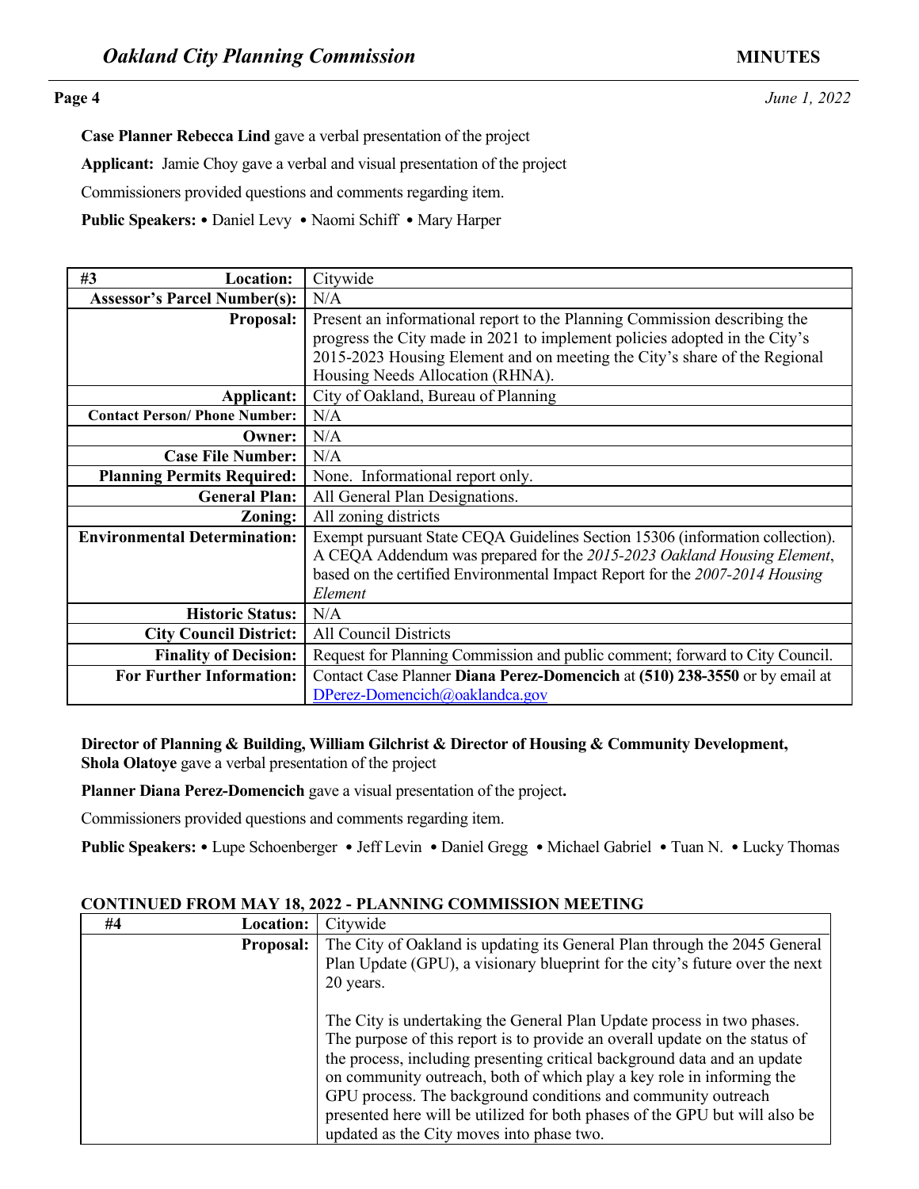**Case Planner Rebecca Lind** gave a verbal presentation of the project

**Applicant:** Jamie Choy gave a verbal and visual presentation of the project

Commissioners provided questions and comments regarding item.

**Public Speakers:** • Daniel Levy • Naomi Schiff • Mary Harper

| **#3 Location:** | Citywide |
|---|---|
| **Assessor's Parcel Number(s):** | N/A |
| **Proposal:** | Present an informational report to the Planning Commission describing the progress the City made in 2021 to implement policies adopted in the City's 2015-2023 Housing Element and on meeting the City's share of the Regional Housing Needs Allocation (RHNA). |
| **Applicant:** | City of Oakland, Bureau of Planning |
| **Contact Person/ Phone Number:** | N/A |
| **Owner:** | N/A |
| **Case File Number:** | N/A |
| **Planning Permits Required:** | None. Informational report only. |
| **General Plan:** | All General Plan Designations. |
| **Zoning:** | All zoning districts |
| **Environmental Determination:** | Exempt pursuant State CEQA Guidelines Section 15306 (information collection). A CEQA Addendum was prepared for the *2015-2023 Oakland Housing Element*, based on the certified Environmental Impact Report for the *2007-2014 Housing Element* |
| **Historic Status:** | N/A |
| **City Council District:** | All Council Districts |
| **Finality of Decision:** | Request for Planning Commission and public comment; forward to City Council. |
| **For Further Information:** | Contact Case Planner **Diana Perez-Domencich** at **(510) 238-3550** or by email at DPerez-Domencich@oaklandca.gov |

**Director of Planning & Building, William Gilchrist & Director of Housing & Community Development, Shola Olatoye** gave a verbal presentation of the project

**Planner Diana Perez-Domencich** gave a visual presentation of the project**.**

Commissioners provided questions and comments regarding item.

**Public Speakers:** • Lupe Schoenberger • Jeff Levin • Daniel Gregg • Michael Gabriel • Tuan N. • Lucky Thomas

**CONTINUED FROM MAY 18, 2022 - PLANNING COMMISSION MEETING**

| **#4 Location:** | Citywide |
|---|---|
| **Proposal:** | The City of Oakland is updating its General Plan through the 2045 General Plan Update (GPU), a visionary blueprint for the city's future over the next 20 years.<br><br>The City is undertaking the General Plan Update process in two phases. The purpose of this report is to provide an overall update on the status of the process, including presenting critical background data and an update on community outreach, both of which play a key role in informing the GPU process. The background conditions and community outreach presented here will be utilized for both phases of the GPU but will also be updated as the City moves into phase two. |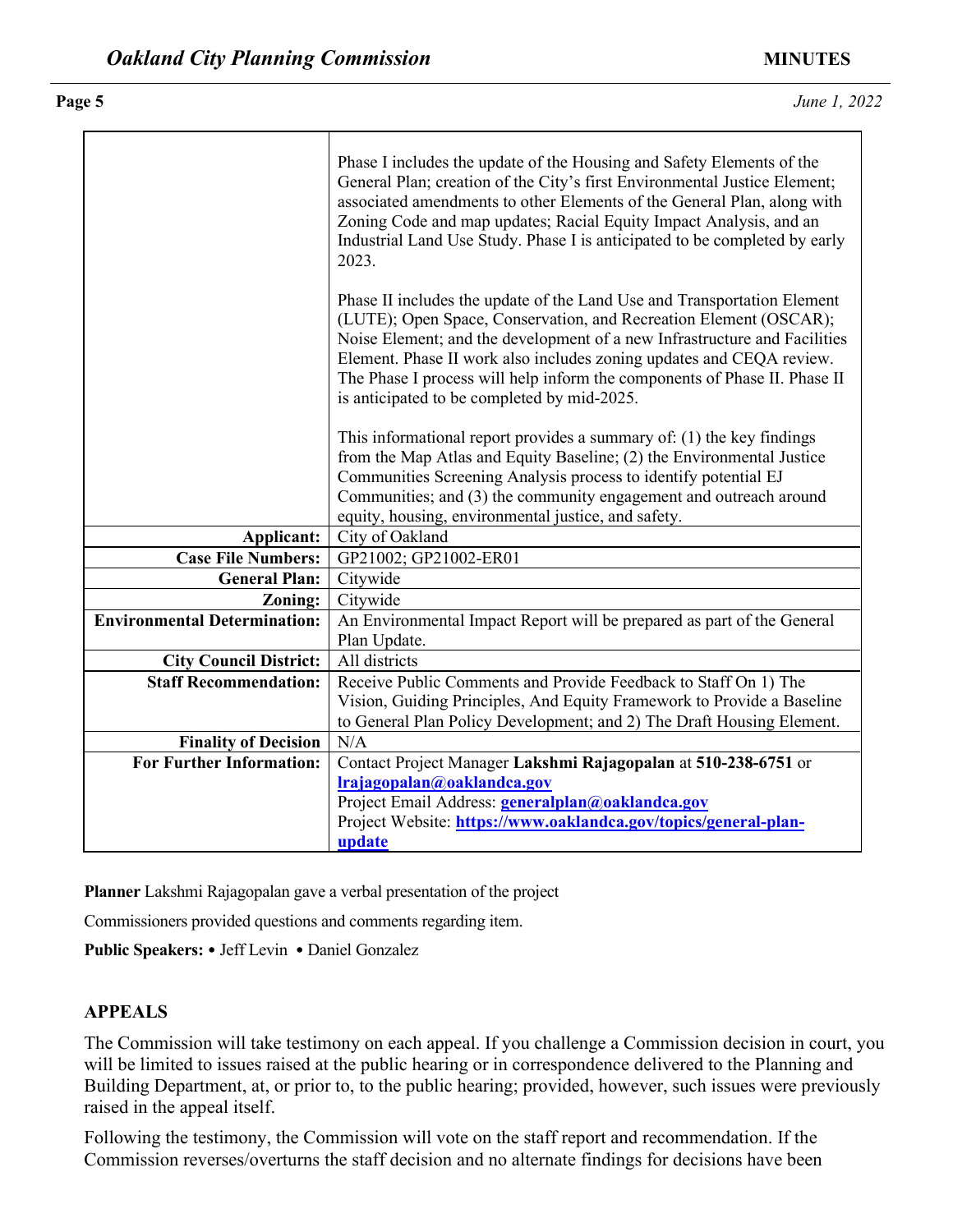| | |
|---|---|
| | Phase I includes the update of the Housing and Safety Elements of the General Plan; creation of the City's first Environmental Justice Element; associated amendments to other Elements of the General Plan, along with Zoning Code and map updates; Racial Equity Impact Analysis, and an Industrial Land Use Study. Phase I is anticipated to be completed by early 2023.<br><br>Phase II includes the update of the Land Use and Transportation Element (LUTE); Open Space, Conservation, and Recreation Element (OSCAR); Noise Element; and the development of a new Infrastructure and Facilities Element. Phase II work also includes zoning updates and CEQA review. The Phase I process will help inform the components of Phase II. Phase II is anticipated to be completed by mid-2025.<br><br>This informational report provides a summary of: (1) the key findings from the Map Atlas and Equity Baseline; (2) the Environmental Justice Communities Screening Analysis process to identify potential EJ Communities; and (3) the community engagement and outreach around equity, housing, environmental justice, and safety. |
| **Applicant:** | City of Oakland |
| **Case File Numbers:** | GP21002; GP21002-ER01 |
| **General Plan:** | Citywide |
| **Zoning:** | Citywide |
| **Environmental Determination:** | An Environmental Impact Report will be prepared as part of the General Plan Update. |
| **City Council District:** | All districts |
| **Staff Recommendation:** | Receive Public Comments and Provide Feedback to Staff On 1) The Vision, Guiding Principles, And Equity Framework to Provide a Baseline to General Plan Policy Development; and 2) The Draft Housing Element. |
| **Finality of Decision** | N/A |
| **For Further Information:** | Contact Project Manager **Lakshmi Rajagopalan** at **510-238-6751** or **lrajagopalan@oaklandca.gov**<br>Project Email Address: **generalplan@oaklandca.gov**<br>Project Website: **https://www.oaklandca.gov/topics/general-plan-update** |

**Planner** Lakshmi Rajagopalan gave a verbal presentation of the project

Commissioners provided questions and comments regarding item.

**Public Speakers:** • Jeff Levin • Daniel Gonzalez

## APPEALS

The Commission will take testimony on each appeal. If you challenge a Commission decision in court, you will be limited to issues raised at the public hearing or in correspondence delivered to the Planning and Building Department, at, or prior to, to the public hearing; provided, however, such issues were previously raised in the appeal itself.

Following the testimony, the Commission will vote on the staff report and recommendation. If the Commission reverses/overturns the staff decision and no alternate findings for decisions have been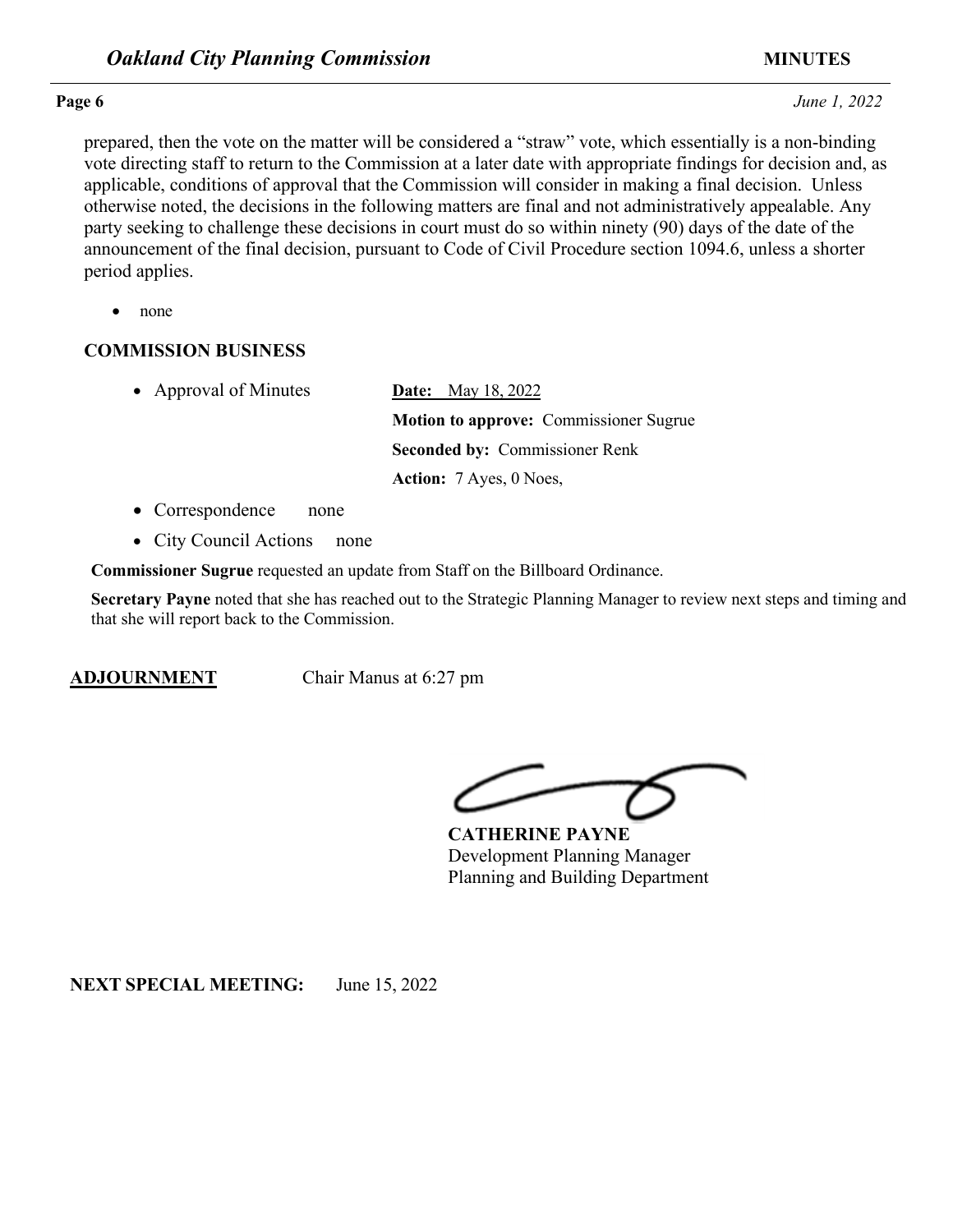prepared, then the vote on the matter will be considered a "straw" vote, which essentially is a non-binding vote directing staff to return to the Commission at a later date with appropriate findings for decision and, as applicable, conditions of approval that the Commission will consider in making a final decision. Unless otherwise noted, the decisions in the following matters are final and not administratively appealable. Any party seeking to challenge these decisions in court must do so within ninety (90) days of the date of the announcement of the final decision, pursuant to Code of Civil Procedure section 1094.6, unless a shorter period applies.

- none

## COMMISSION BUSINESS

- Approval of Minutes

  **Date:** May 18, 2022

  **Motion to approve:** Commissioner Sugrue

  **Seconded by:** Commissioner Renk

  **Action:** 7 Ayes, 0 Noes,

- Correspondence none
- City Council Actions none

**Commissioner Sugrue** requested an update from Staff on the Billboard Ordinance.

**Secretary Payne** noted that she has reached out to the Strategic Planning Manager to review next steps and timing and that she will report back to the Commission.

**ADJOURNMENT** Chair Manus at 6:27 pm

**CATHERINE PAYNE**
Development Planning Manager
Planning and Building Department

**NEXT SPECIAL MEETING:** June 15, 2022